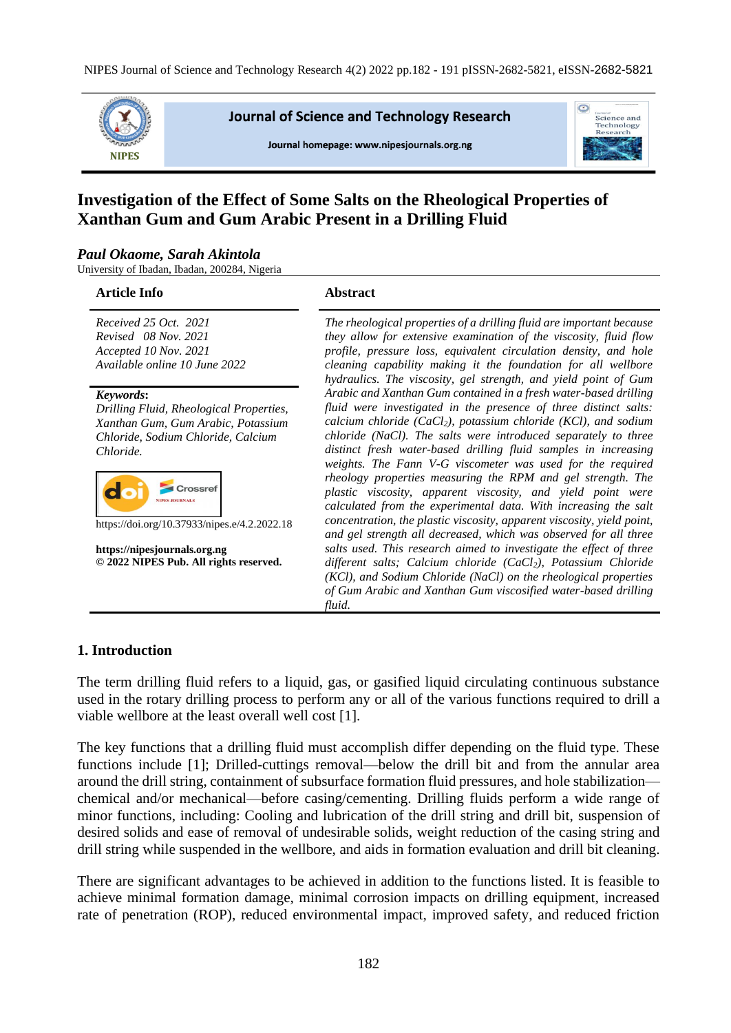# Investigation of the Effect of Some Salts on the Rheological Properties of Xanthan Gum and Gum Arabic Present in a Drilling Fluid

***Paul Okaome, Sarah Akintola***

University of Ibadan, Ibadan, 200284, Nigeria

## Article Info

*Received 25 Oct. 2021*
*Revised 08 Nov. 2021*
*Accepted 10 Nov. 2021*
*Available online 10 June 2022*

***Keywords***: *Drilling Fluid, Rheological Properties, Xanthan Gum, Gum Arabic, Potassium Chloride, Sodium Chloride, Calcium Chloride.*

https://doi.org/10.37933/nipes.e/4.2.2022.18

**https://nipesjournals.org.ng**
**© 2022 NIPES Pub. All rights reserved.**

## Abstract

*The rheological properties of a drilling fluid are important because they allow for extensive examination of the viscosity, fluid flow profile, pressure loss, equivalent circulation density, and hole cleaning capability making it the foundation for all wellbore hydraulics. The viscosity, gel strength, and yield point of Gum Arabic and Xanthan Gum contained in a fresh water-based drilling fluid were investigated in the presence of three distinct salts: calcium chloride ($CaCl_2$), potassium chloride (KCl), and sodium chloride (NaCl). The salts were introduced separately to three distinct fresh water-based drilling fluid samples in increasing weights. The Fann V-G viscometer was used for the required rheology properties measuring the RPM and gel strength. The plastic viscosity, apparent viscosity, and yield point were calculated from the experimental data. With increasing the salt concentration, the plastic viscosity, apparent viscosity, yield point, and gel strength all decreased, which was observed for all three salts used. This research aimed to investigate the effect of three different salts; Calcium chloride ($CaCl_2$), Potassium Chloride (KCl), and Sodium Chloride (NaCl) on the rheological properties of Gum Arabic and Xanthan Gum viscosified water-based drilling fluid.*

## 1. Introduction

The term drilling fluid refers to a liquid, gas, or gasified liquid circulating continuous substance used in the rotary drilling process to perform any or all of the various functions required to drill a viable wellbore at the least overall well cost [1].

The key functions that a drilling fluid must accomplish differ depending on the fluid type. These functions include [1]; Drilled-cuttings removal—below the drill bit and from the annular area around the drill string, containment of subsurface formation fluid pressures, and hole stabilization—chemical and/or mechanical—before casing/cementing. Drilling fluids perform a wide range of minor functions, including: Cooling and lubrication of the drill string and drill bit, suspension of desired solids and ease of removal of undesirable solids, weight reduction of the casing string and drill string while suspended in the wellbore, and aids in formation evaluation and drill bit cleaning.

There are significant advantages to be achieved in addition to the functions listed. It is feasible to achieve minimal formation damage, minimal corrosion impacts on drilling equipment, increased rate of penetration (ROP), reduced environmental impact, improved safety, and reduced friction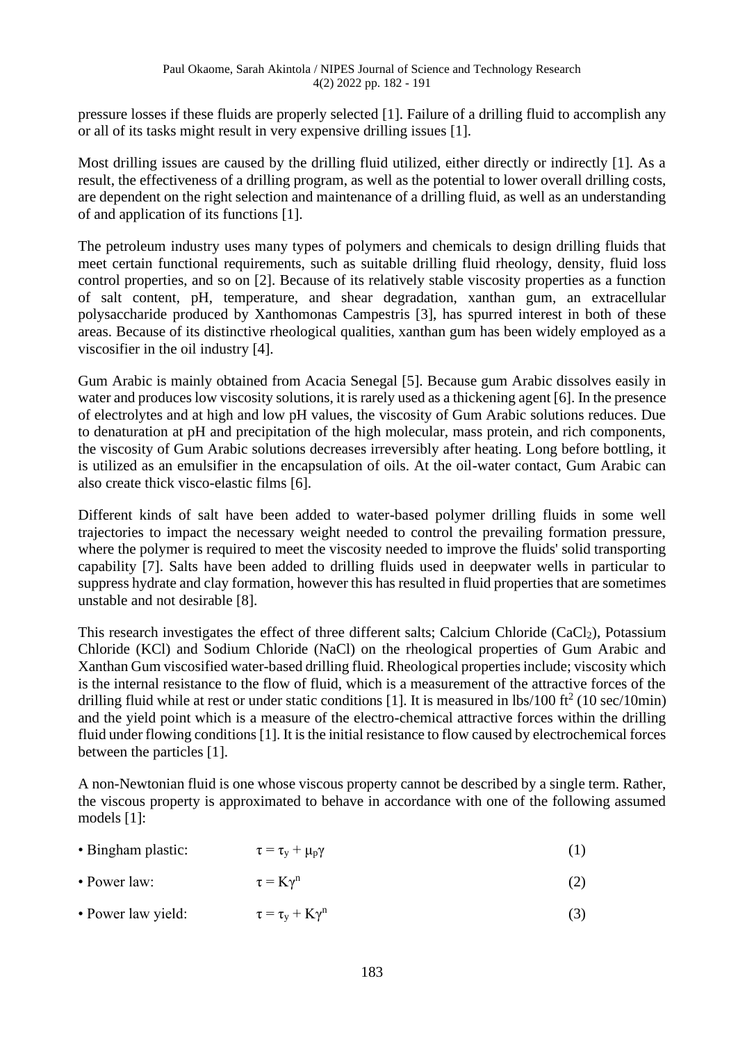pressure losses if these fluids are properly selected [1]. Failure of a drilling fluid to accomplish any or all of its tasks might result in very expensive drilling issues [1].

Most drilling issues are caused by the drilling fluid utilized, either directly or indirectly [1]. As a result, the effectiveness of a drilling program, as well as the potential to lower overall drilling costs, are dependent on the right selection and maintenance of a drilling fluid, as well as an understanding of and application of its functions [1].

The petroleum industry uses many types of polymers and chemicals to design drilling fluids that meet certain functional requirements, such as suitable drilling fluid rheology, density, fluid loss control properties, and so on [2]. Because of its relatively stable viscosity properties as a function of salt content, pH, temperature, and shear degradation, xanthan gum, an extracellular polysaccharide produced by Xanthomonas Campestris [3], has spurred interest in both of these areas. Because of its distinctive rheological qualities, xanthan gum has been widely employed as a viscosifier in the oil industry [4].

Gum Arabic is mainly obtained from Acacia Senegal [5]. Because gum Arabic dissolves easily in water and produces low viscosity solutions, it is rarely used as a thickening agent [6]. In the presence of electrolytes and at high and low pH values, the viscosity of Gum Arabic solutions reduces. Due to denaturation at pH and precipitation of the high molecular, mass protein, and rich components, the viscosity of Gum Arabic solutions decreases irreversibly after heating. Long before bottling, it is utilized as an emulsifier in the encapsulation of oils. At the oil-water contact, Gum Arabic can also create thick visco-elastic films [6].

Different kinds of salt have been added to water-based polymer drilling fluids in some well trajectories to impact the necessary weight needed to control the prevailing formation pressure, where the polymer is required to meet the viscosity needed to improve the fluids' solid transporting capability [7]. Salts have been added to drilling fluids used in deepwater wells in particular to suppress hydrate and clay formation, however this has resulted in fluid properties that are sometimes unstable and not desirable [8].

This research investigates the effect of three different salts; Calcium Chloride ($CaCl_2$), Potassium Chloride (KCl) and Sodium Chloride (NaCl) on the rheological properties of Gum Arabic and Xanthan Gum viscosified water-based drilling fluid. Rheological properties include; viscosity which is the internal resistance to the flow of fluid, which is a measurement of the attractive forces of the drilling fluid while at rest or under static conditions [1]. It is measured in lbs/100 $ft^2$ (10 sec/10min) and the yield point which is a measure of the electro-chemical attractive forces within the drilling fluid under flowing conditions [1]. It is the initial resistance to flow caused by electrochemical forces between the particles [1].

A non-Newtonian fluid is one whose viscous property cannot be described by a single term. Rather, the viscous property is approximated to behave in accordance with one of the following assumed models [1]:

- Bingham plastic: $$\tau = \tau_y + \mu_p \gamma \tag{1}$$
- Power law: $$\tau = K\gamma^n \tag{2}$$
- Power law yield: $$\tau = \tau_y + K\gamma^n \tag{3}$$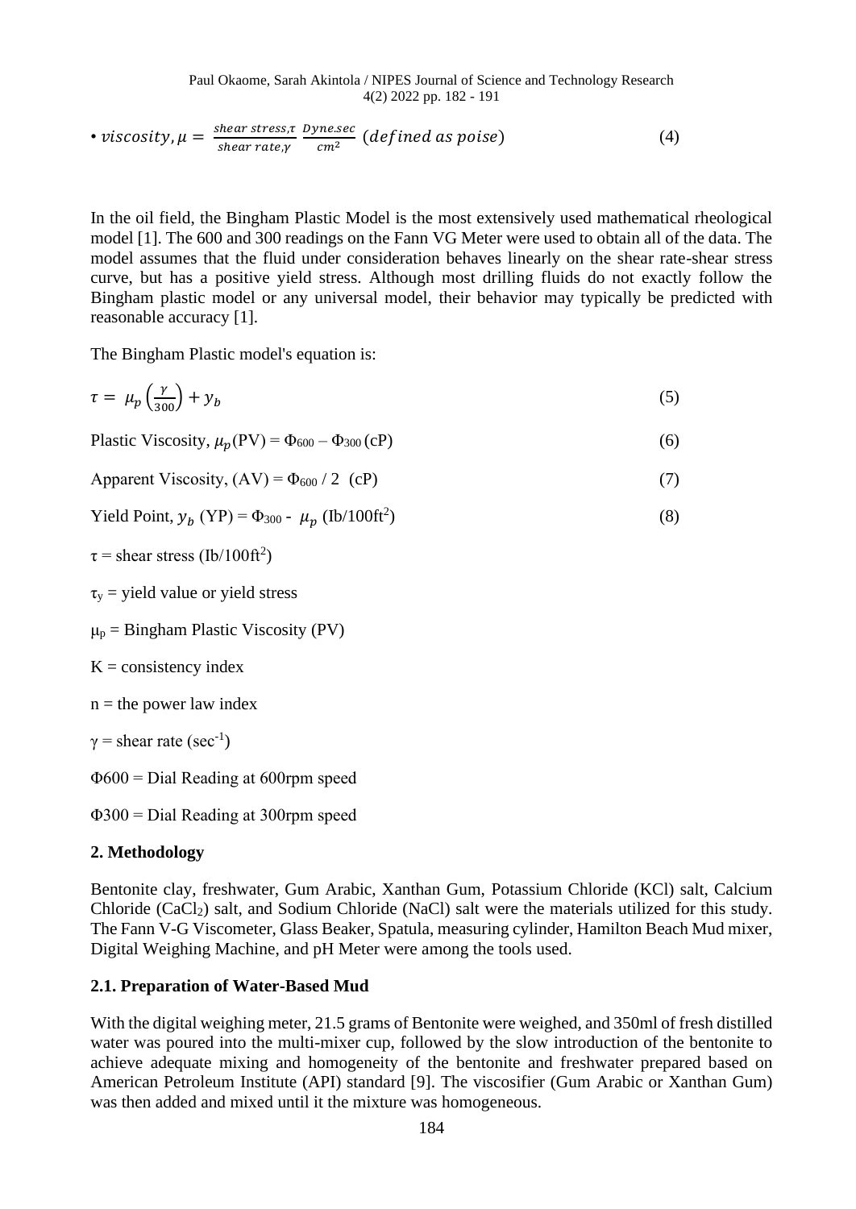$$\bullet\ viscosity, \mu = \frac{shear\ stress, \tau}{shear\ rate, \gamma}\ \frac{Dyne.sec}{cm^2}\ (defined\ as\ poise) \quad (4)$$

In the oil field, the Bingham Plastic Model is the most extensively used mathematical rheological model [1]. The 600 and 300 readings on the Fann VG Meter were used to obtain all of the data. The model assumes that the fluid under consideration behaves linearly on the shear rate-shear stress curve, but has a positive yield stress. Although most drilling fluids do not exactly follow the Bingham plastic model or any universal model, their behavior may typically be predicted with reasonable accuracy [1].

The Bingham Plastic model's equation is:

$$\tau = \mu_p \left(\frac{\gamma}{300}\right) + y_b \quad (5)$$

Plastic Viscosity, $\mu_p$(PV) = $\Phi_{600} - \Phi_{300}$ (cP) (6)

Apparent Viscosity, (AV) = $\Phi_{600}$ / 2 (cP) (7)

Yield Point, $y_b$ (YP) = $\Phi_{300}$ - $\mu_p$ (Ib/100ft$^2$) (8)

$\tau$ = shear stress (Ib/100ft$^2$)

$\tau_y$ = yield value or yield stress

$\mu_p$ = Bingham Plastic Viscosity (PV)

K = consistency index

n = the power law index

$\gamma$ = shear rate (sec$^{-1}$)

$\Phi$600 = Dial Reading at 600rpm speed

$\Phi$300 = Dial Reading at 300rpm speed

## 2. Methodology

Bentonite clay, freshwater, Gum Arabic, Xanthan Gum, Potassium Chloride (KCl) salt, Calcium Chloride ($CaCl_2$) salt, and Sodium Chloride (NaCl) salt were the materials utilized for this study. The Fann V-G Viscometer, Glass Beaker, Spatula, measuring cylinder, Hamilton Beach Mud mixer, Digital Weighing Machine, and pH Meter were among the tools used.

### 2.1. Preparation of Water-Based Mud

With the digital weighing meter, 21.5 grams of Bentonite were weighed, and 350ml of fresh distilled water was poured into the multi-mixer cup, followed by the slow introduction of the bentonite to achieve adequate mixing and homogeneity of the bentonite and freshwater prepared based on American Petroleum Institute (API) standard [9]. The viscosifier (Gum Arabic or Xanthan Gum) was then added and mixed until it the mixture was homogeneous.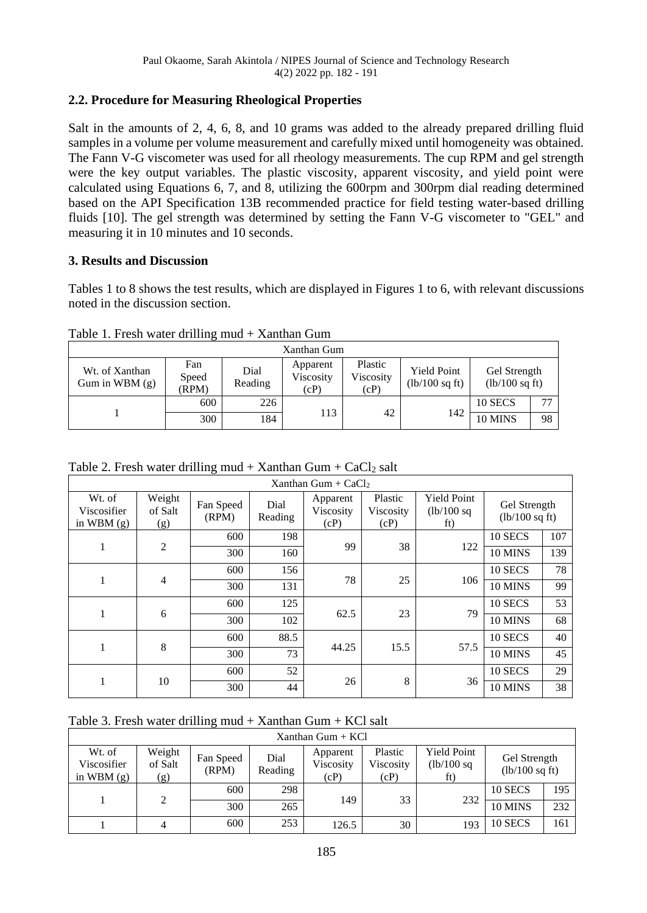### 2.2. Procedure for Measuring Rheological Properties

Salt in the amounts of 2, 4, 6, 8, and 10 grams was added to the already prepared drilling fluid samples in a volume per volume measurement and carefully mixed until homogeneity was obtained. The Fann V-G viscometer was used for all rheology measurements. The cup RPM and gel strength were the key output variables. The plastic viscosity, apparent viscosity, and yield point were calculated using Equations 6, 7, and 8, utilizing the 600rpm and 300rpm dial reading determined based on the API Specification 13B recommended practice for field testing water-based drilling fluids [10]. The gel strength was determined by setting the Fann V-G viscometer to "GEL" and measuring it in 10 minutes and 10 seconds.

## 3. Results and Discussion

Tables 1 to 8 shows the test results, which are displayed in Figures 1 to 6, with relevant discussions noted in the discussion section.

Table 1. Fresh water drilling mud + Xanthan Gum

| Xanthan Gum | | | | | | | |
|---|---|---|---|---|---|---|---|
| Wt. of Xanthan Gum in WBM (g) | Fan Speed (RPM) | Dial Reading | Apparent Viscosity (cP) | Plastic Viscosity (cP) | Yield Point (lb/100 sq ft) | Gel Strength (lb/100 sq ft) | |
| 1 | 600 | 226 | 113 | 42 | 142 | 10 SECS | 77 |
| | 300 | 184 | | | | 10 MINS | 98 |

Table 2. Fresh water drilling mud + Xanthan Gum + $CaCl_2$ salt

| Xanthan Gum + $CaCl_2$ | | | | | | | | |
|---|---|---|---|---|---|---|---|---|
| Wt. of Viscosifier in WBM (g) | Weight of Salt (g) | Fan Speed (RPM) | Dial Reading | Apparent Viscosity (cP) | Plastic Viscosity (cP) | Yield Point (lb/100 sq ft) | Gel Strength (lb/100 sq ft) | |
| 1 | 2 | 600 | 198 | 99 | 38 | 122 | 10 SECS | 107 |
| | | 300 | 160 | | | | 10 MINS | 139 |
| 1 | 4 | 600 | 156 | 78 | 25 | 106 | 10 SECS | 78 |
| | | 300 | 131 | | | | 10 MINS | 99 |
| 1 | 6 | 600 | 125 | 62.5 | 23 | 79 | 10 SECS | 53 |
| | | 300 | 102 | | | | 10 MINS | 68 |
| 1 | 8 | 600 | 88.5 | 44.25 | 15.5 | 57.5 | 10 SECS | 40 |
| | | 300 | 73 | | | | 10 MINS | 45 |
| 1 | 10 | 600 | 52 | 26 | 8 | 36 | 10 SECS | 29 |
| | | 300 | 44 | | | | 10 MINS | 38 |

Table 3. Fresh water drilling mud + Xanthan Gum + KCl salt

| Xanthan Gum + KCl | | | | | | | | |
|---|---|---|---|---|---|---|---|---|
| Wt. of Viscosifier in WBM (g) | Weight of Salt (g) | Fan Speed (RPM) | Dial Reading | Apparent Viscosity (cP) | Plastic Viscosity (cP) | Yield Point (lb/100 sq ft) | Gel Strength (lb/100 sq ft) | |
| 1 | 2 | 600 | 298 | 149 | 33 | 232 | 10 SECS | 195 |
| | | 300 | 265 | | | | 10 MINS | 232 |
| 1 | 4 | 600 | 253 | 126.5 | 30 | 193 | 10 SECS | 161 |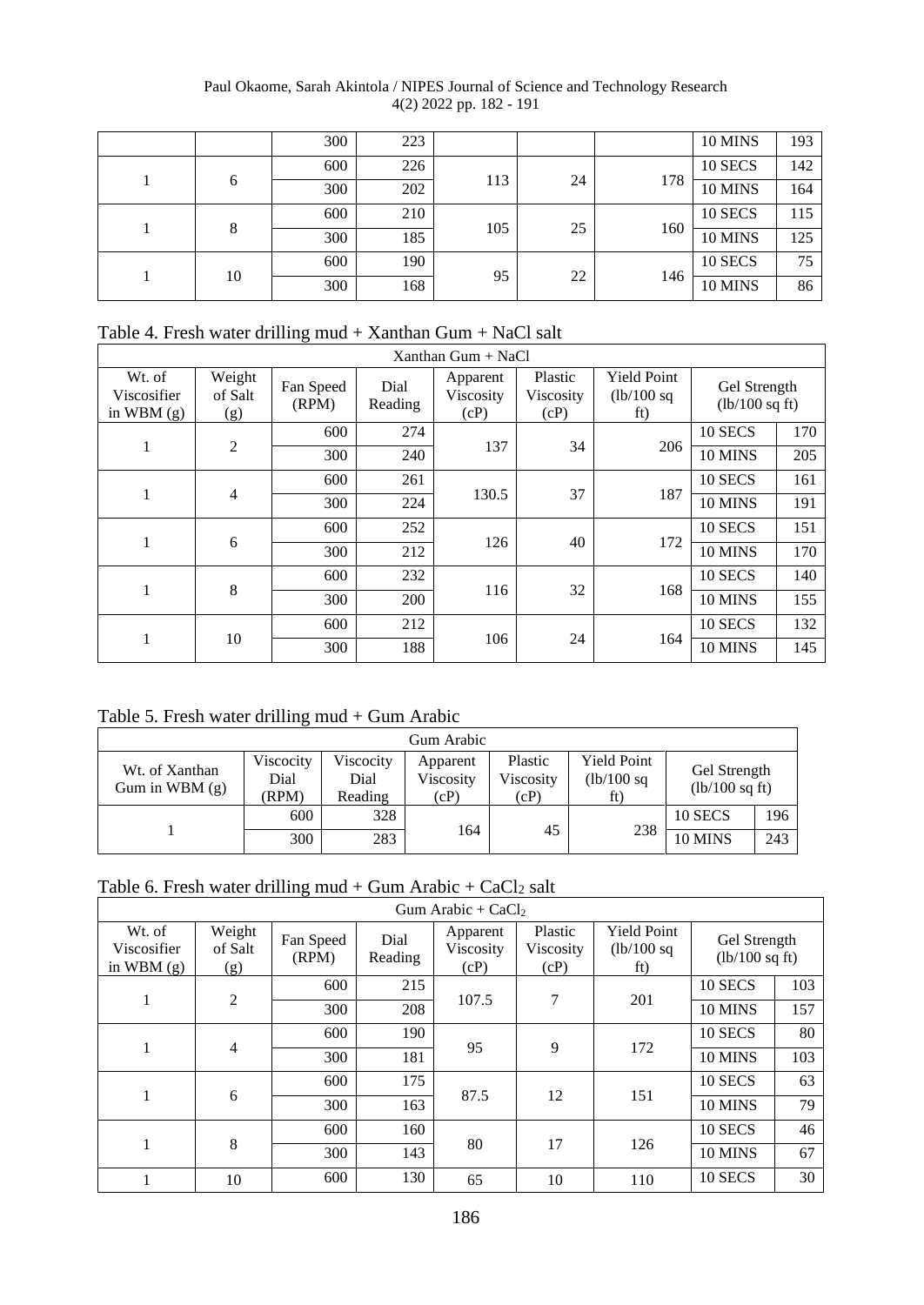|  |  | 300 | 223 |  |  |  | 10 MINS | 193 |
|---|---|---|---|---|---|---|---|---|
| 1 | 6 | 600 | 226 | 113 | 24 | 178 | 10 SECS | 142 |
|  |  | 300 | 202 |  |  |  | 10 MINS | 164 |
| 1 | 8 | 600 | 210 | 105 | 25 | 160 | 10 SECS | 115 |
|  |  | 300 | 185 |  |  |  | 10 MINS | 125 |
| 1 | 10 | 600 | 190 | 95 | 22 | 146 | 10 SECS | 75 |
|  |  | 300 | 168 |  |  |  | 10 MINS | 86 |

Table 4. Fresh water drilling mud + Xanthan Gum + NaCl salt

| Xanthan Gum + NaCl | | | | | | | | |
|---|---|---|---|---|---|---|---|---|
| Wt. of Viscosifier in WBM (g) | Weight of Salt (g) | Fan Speed (RPM) | Dial Reading | Apparent Viscosity (cP) | Plastic Viscosity (cP) | Yield Point (lb/100 sq ft) | Gel Strength (lb/100 sq ft) | |
| 1 | 2 | 600 | 274 | 137 | 34 | 206 | 10 SECS | 170 |
|  |  | 300 | 240 |  |  |  | 10 MINS | 205 |
| 1 | 4 | 600 | 261 | 130.5 | 37 | 187 | 10 SECS | 161 |
|  |  | 300 | 224 |  |  |  | 10 MINS | 191 |
| 1 | 6 | 600 | 252 | 126 | 40 | 172 | 10 SECS | 151 |
|  |  | 300 | 212 |  |  |  | 10 MINS | 170 |
| 1 | 8 | 600 | 232 | 116 | 32 | 168 | 10 SECS | 140 |
|  |  | 300 | 200 |  |  |  | 10 MINS | 155 |
| 1 | 10 | 600 | 212 | 106 | 24 | 164 | 10 SECS | 132 |
|  |  | 300 | 188 |  |  |  | 10 MINS | 145 |

Table 5. Fresh water drilling mud + Gum Arabic

| Gum Arabic | | | | | | | |
|---|---|---|---|---|---|---|---|
| Wt. of Xanthan Gum in WBM (g) | Viscosity Dial (RPM) | Viscosity Dial Reading | Apparent Viscosity (cP) | Plastic Viscosity (cP) | Yield Point (lb/100 sq ft) | Gel Strength (lb/100 sq ft) | |
| 1 | 600 | 328 | 164 | 45 | 238 | 10 SECS | 196 |
|  | 300 | 283 |  |  |  | 10 MINS | 243 |

Table 6. Fresh water drilling mud + Gum Arabic + $CaCl_2$ salt

| Gum Arabic + $CaCl_2$ | | | | | | | | |
|---|---|---|---|---|---|---|---|---|
| Wt. of Viscosifier in WBM (g) | Weight of Salt (g) | Fan Speed (RPM) | Dial Reading | Apparent Viscosity (cP) | Plastic Viscosity (cP) | Yield Point (lb/100 sq ft) | Gel Strength (lb/100 sq ft) | |
| 1 | 2 | 600 | 215 | 107.5 | 7 | 201 | 10 SECS | 103 |
|  |  | 300 | 208 |  |  |  | 10 MINS | 157 |
| 1 | 4 | 600 | 190 | 95 | 9 | 172 | 10 SECS | 80 |
|  |  | 300 | 181 |  |  |  | 10 MINS | 103 |
| 1 | 6 | 600 | 175 | 87.5 | 12 | 151 | 10 SECS | 63 |
|  |  | 300 | 163 |  |  |  | 10 MINS | 79 |
| 1 | 8 | 600 | 160 | 80 | 17 | 126 | 10 SECS | 46 |
|  |  | 300 | 143 |  |  |  | 10 MINS | 67 |
| 1 | 10 | 600 | 130 | 65 | 10 | 110 | 10 SECS | 30 |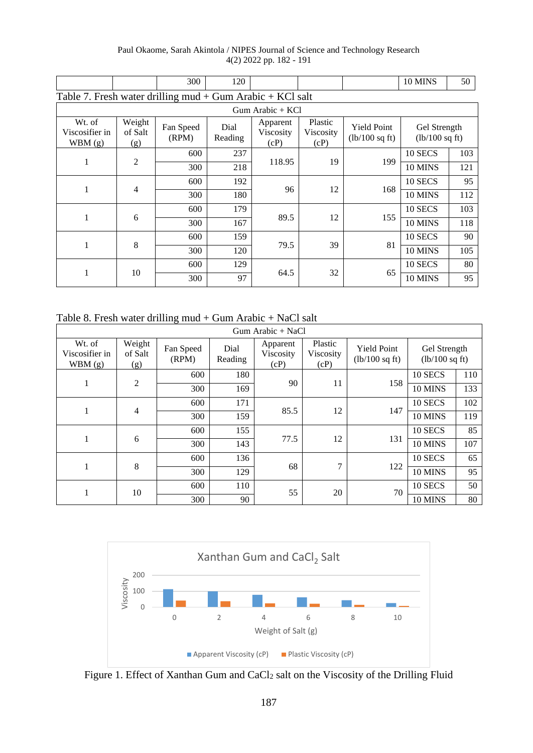| | | | | | | | | |
|---|---|---|---|---|---|---|---|---|
| | | 300 | 120 | | | | 10 MINS | 50 |

Table 7. Fresh water drilling mud + Gum Arabic + KCl salt

| Gum Arabic + KCl | | | | | | | | |
|---|---|---|---|---|---|---|---|---|
| Wt. of Viscosifier in WBM (g) | Weight of Salt (g) | Fan Speed (RPM) | Dial Reading | Apparent Viscosity (cP) | Plastic Viscosity (cP) | Yield Point (lb/100 sq ft) | Gel Strength (lb/100 sq ft) | |
| 1 | 2 | 600 | 237 | 118.95 | 19 | 199 | 10 SECS | 103 |
| | | 300 | 218 | | | | 10 MINS | 121 |
| 1 | 4 | 600 | 192 | 96 | 12 | 168 | 10 SECS | 95 |
| | | 300 | 180 | | | | 10 MINS | 112 |
| 1 | 6 | 600 | 179 | 89.5 | 12 | 155 | 10 SECS | 103 |
| | | 300 | 167 | | | | 10 MINS | 118 |
| 1 | 8 | 600 | 159 | 79.5 | 39 | 81 | 10 SECS | 90 |
| | | 300 | 120 | | | | 10 MINS | 105 |
| 1 | 10 | 600 | 129 | 64.5 | 32 | 65 | 10 SECS | 80 |
| | | 300 | 97 | | | | 10 MINS | 95 |

Table 8. Fresh water drilling mud + Gum Arabic + NaCl salt

| Gum Arabic + NaCl | | | | | | | | |
|---|---|---|---|---|---|---|---|---|
| Wt. of Viscosifier in WBM (g) | Weight of Salt (g) | Fan Speed (RPM) | Dial Reading | Apparent Viscosity (cP) | Plastic Viscosity (cP) | Yield Point (lb/100 sq ft) | Gel Strength (lb/100 sq ft) | |
| 1 | 2 | 600 | 180 | 90 | 11 | 158 | 10 SECS | 110 |
| | | 300 | 169 | | | | 10 MINS | 133 |
| 1 | 4 | 600 | 171 | 85.5 | 12 | 147 | 10 SECS | 102 |
| | | 300 | 159 | | | | 10 MINS | 119 |
| 1 | 6 | 600 | 155 | 77.5 | 12 | 131 | 10 SECS | 85 |
| | | 300 | 143 | | | | 10 MINS | 107 |
| 1 | 8 | 600 | 136 | 68 | 7 | 122 | 10 SECS | 65 |
| | | 300 | 129 | | | | 10 MINS | 95 |
| 1 | 10 | 600 | 110 | 55 | 20 | 70 | 10 SECS | 50 |
| | | 300 | 90 | | | | 10 MINS | 80 |

Xanthan Gum and $CaCl_2$ Salt

Viscosity

200

100

0

0 2 4 6 8 10

Weight of Salt (g)

Apparent Viscosity (cP)
Plastic Viscosity (cP)

Figure 1. Effect of Xanthan Gum and $CaCl_2$ salt on the Viscosity of the Drilling Fluid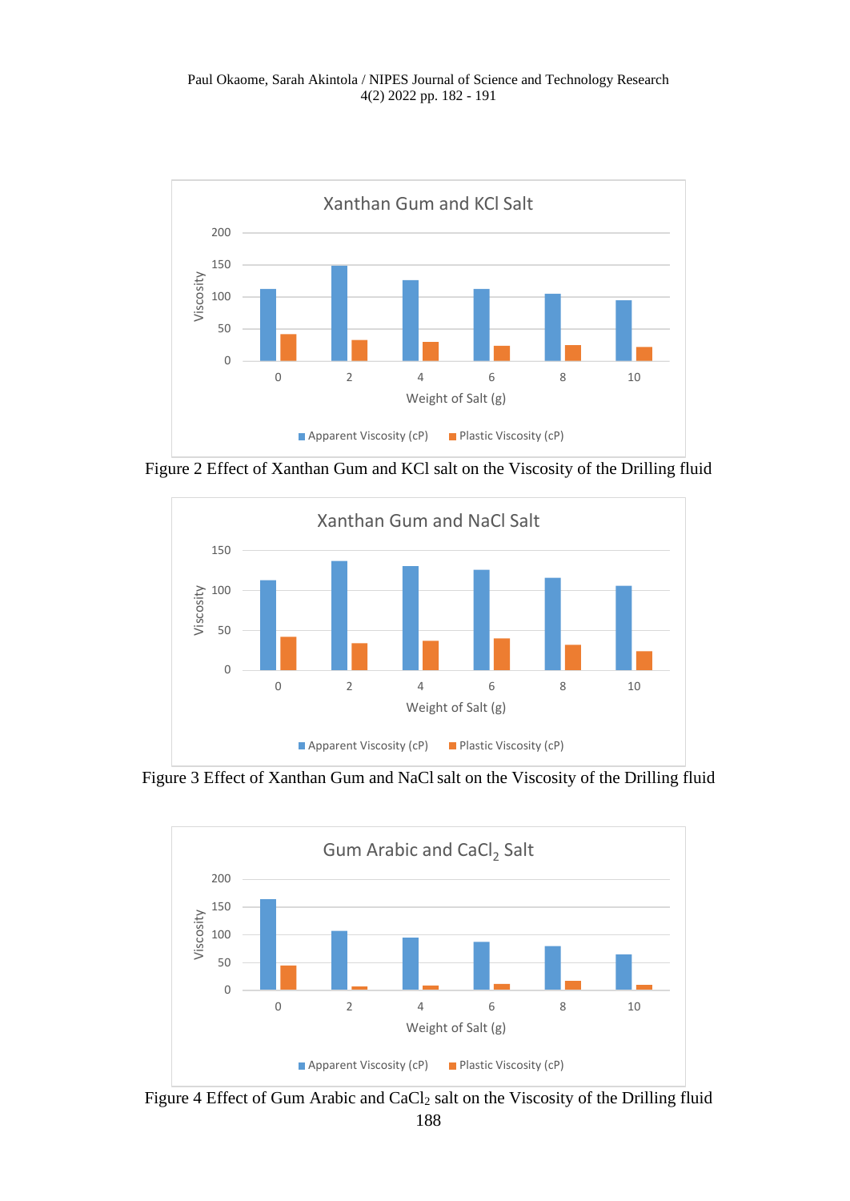Xanthan Gum and KCl Salt

200
150
100
50
0

Viscosity

0 2 4 6 8 10

Weight of Salt (g)

Apparent Viscosity (cP) Plastic Viscosity (cP)

Figure 2 Effect of Xanthan Gum and KCl salt on the Viscosity of the Drilling fluid

Xanthan Gum and NaCl Salt

150
100
50
0

Viscosity

0 2 4 6 8 10

Weight of Salt (g)

Apparent Viscosity (cP) Plastic Viscosity (cP)

Figure 3 Effect of Xanthan Gum and NaCl salt on the Viscosity of the Drilling fluid

Gum Arabic and $CaCl_2$ Salt

200
150
100
50
0

Viscosity

0 2 4 6 8 10

Weight of Salt (g)

Apparent Viscosity (cP) Plastic Viscosity (cP)

Figure 4 Effect of Gum Arabic and $CaCl_2$ salt on the Viscosity of the Drilling fluid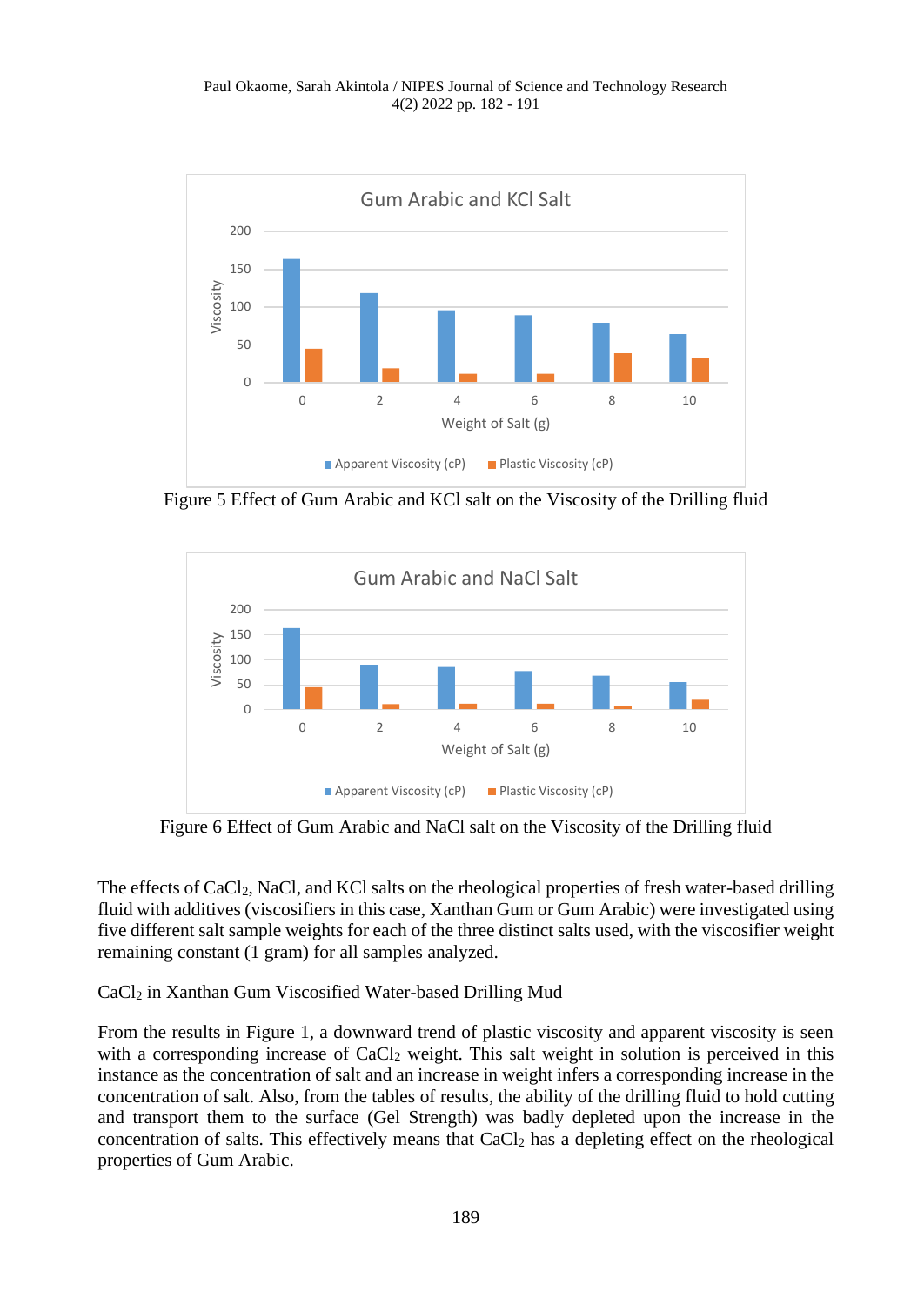Gum Arabic and KCl Salt

200
150
100
50
0

Viscosity

0 2 4 6 8 10

Weight of Salt (g)

Apparent Viscosity (cP)  Plastic Viscosity (cP)

Figure 5 Effect of Gum Arabic and KCl salt on the Viscosity of the Drilling fluid

Gum Arabic and NaCl Salt

200
150
100
50
0

Viscosity

0 2 4 6 8 10

Weight of Salt (g)

Apparent Viscosity (cP)  Plastic Viscosity (cP)

Figure 6 Effect of Gum Arabic and NaCl salt on the Viscosity of the Drilling fluid

The effects of $CaCl_2$, NaCl, and KCl salts on the rheological properties of fresh water-based drilling fluid with additives (viscosifiers in this case, Xanthan Gum or Gum Arabic) were investigated using five different salt sample weights for each of the three distinct salts used, with the viscosifier weight remaining constant (1 gram) for all samples analyzed.

$CaCl_2$ in Xanthan Gum Viscosified Water-based Drilling Mud

From the results in Figure 1, a downward trend of plastic viscosity and apparent viscosity is seen with a corresponding increase of $CaCl_2$ weight. This salt weight in solution is perceived in this instance as the concentration of salt and an increase in weight infers a corresponding increase in the concentration of salt. Also, from the tables of results, the ability of the drilling fluid to hold cutting and transport them to the surface (Gel Strength) was badly depleted upon the increase in the concentration of salts. This effectively means that $CaCl_2$ has a depleting effect on the rheological properties of Gum Arabic.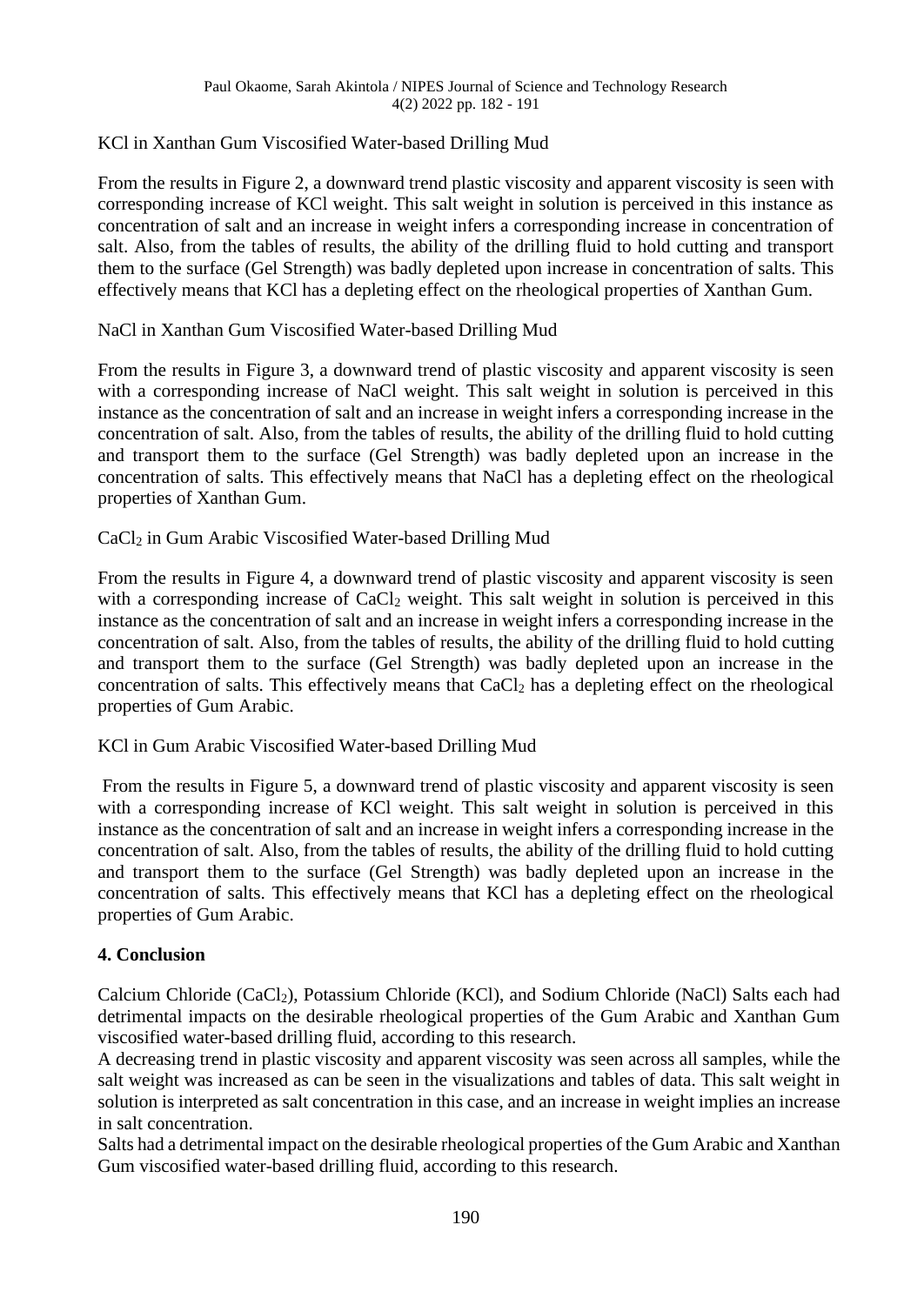KCl in Xanthan Gum Viscosified Water-based Drilling Mud

From the results in Figure 2, a downward trend plastic viscosity and apparent viscosity is seen with corresponding increase of KCl weight. This salt weight in solution is perceived in this instance as concentration of salt and an increase in weight infers a corresponding increase in concentration of salt. Also, from the tables of results, the ability of the drilling fluid to hold cutting and transport them to the surface (Gel Strength) was badly depleted upon increase in concentration of salts. This effectively means that KCl has a depleting effect on the rheological properties of Xanthan Gum.

NaCl in Xanthan Gum Viscosified Water-based Drilling Mud

From the results in Figure 3, a downward trend of plastic viscosity and apparent viscosity is seen with a corresponding increase of NaCl weight. This salt weight in solution is perceived in this instance as the concentration of salt and an increase in weight infers a corresponding increase in the concentration of salt. Also, from the tables of results, the ability of the drilling fluid to hold cutting and transport them to the surface (Gel Strength) was badly depleted upon an increase in the concentration of salts. This effectively means that NaCl has a depleting effect on the rheological properties of Xanthan Gum.

$CaCl_2$ in Gum Arabic Viscosified Water-based Drilling Mud

From the results in Figure 4, a downward trend of plastic viscosity and apparent viscosity is seen with a corresponding increase of $CaCl_2$ weight. This salt weight in solution is perceived in this instance as the concentration of salt and an increase in weight infers a corresponding increase in the concentration of salt. Also, from the tables of results, the ability of the drilling fluid to hold cutting and transport them to the surface (Gel Strength) was badly depleted upon an increase in the concentration of salts. This effectively means that $CaCl_2$ has a depleting effect on the rheological properties of Gum Arabic.

KCl in Gum Arabic Viscosified Water-based Drilling Mud

From the results in Figure 5, a downward trend of plastic viscosity and apparent viscosity is seen with a corresponding increase of KCl weight. This salt weight in solution is perceived in this instance as the concentration of salt and an increase in weight infers a corresponding increase in the concentration of salt. Also, from the tables of results, the ability of the drilling fluid to hold cutting and transport them to the surface (Gel Strength) was badly depleted upon an increase in the concentration of salts. This effectively means that KCl has a depleting effect on the rheological properties of Gum Arabic.

## 4. Conclusion

Calcium Chloride ($CaCl_2$), Potassium Chloride (KCl), and Sodium Chloride (NaCl) Salts each had detrimental impacts on the desirable rheological properties of the Gum Arabic and Xanthan Gum viscosified water-based drilling fluid, according to this research.

A decreasing trend in plastic viscosity and apparent viscosity was seen across all samples, while the salt weight was increased as can be seen in the visualizations and tables of data. This salt weight in solution is interpreted as salt concentration in this case, and an increase in weight implies an increase in salt concentration.

Salts had a detrimental impact on the desirable rheological properties of the Gum Arabic and Xanthan Gum viscosified water-based drilling fluid, according to this research.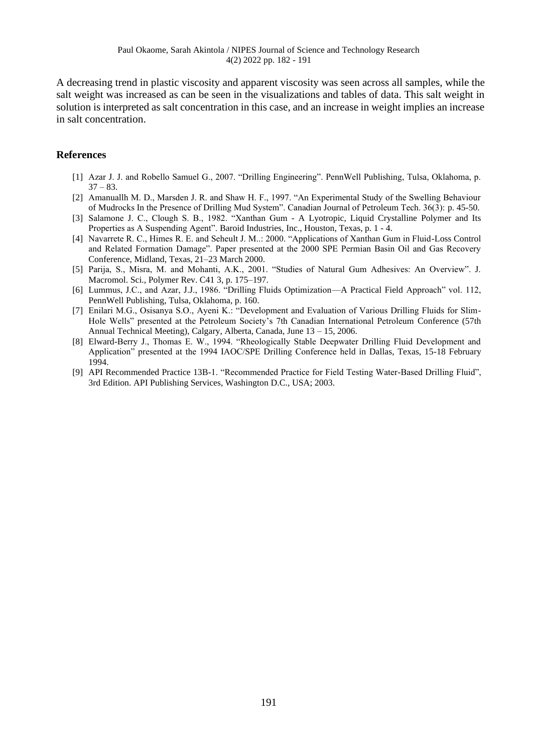A decreasing trend in plastic viscosity and apparent viscosity was seen across all samples, while the salt weight was increased as can be seen in the visualizations and tables of data. This salt weight in solution is interpreted as salt concentration in this case, and an increase in weight implies an increase in salt concentration.

## References

[1] Azar J. J. and Robello Samuel G., 2007. "Drilling Engineering". PennWell Publishing, Tulsa, Oklahoma, p. 37 – 83.

[2] Amanuallh M. D., Marsden J. R. and Shaw H. F., 1997. "An Experimental Study of the Swelling Behaviour of Mudrocks In the Presence of Drilling Mud System". Canadian Journal of Petroleum Tech. 36(3): p. 45-50.

[3] Salamone J. C., Clough S. B., 1982. "Xanthan Gum - A Lyotropic, Liquid Crystalline Polymer and Its Properties as A Suspending Agent". Baroid Industries, Inc., Houston, Texas, p. 1 - 4.

[4] Navarrete R. C., Himes R. E. and Seheult J. M..: 2000. "Applications of Xanthan Gum in Fluid-Loss Control and Related Formation Damage". Paper presented at the 2000 SPE Permian Basin Oil and Gas Recovery Conference, Midland, Texas, 21–23 March 2000.

[5] Parija, S., Misra, M. and Mohanti, A.K., 2001. "Studies of Natural Gum Adhesives: An Overview". J. Macromol. Sci., Polymer Rev. C41 3, p. 175–197.

[6] Lummus, J.C., and Azar, J.J., 1986. "Drilling Fluids Optimization—A Practical Field Approach" vol. 112, PennWell Publishing, Tulsa, Oklahoma, p. 160.

[7] Enilari M.G., Osisanya S.O., Ayeni K.: "Development and Evaluation of Various Drilling Fluids for Slim-Hole Wells" presented at the Petroleum Society's 7th Canadian International Petroleum Conference (57th Annual Technical Meeting), Calgary, Alberta, Canada, June 13 – 15, 2006.

[8] Elward-Berry J., Thomas E. W., 1994. "Rheologically Stable Deepwater Drilling Fluid Development and Application" presented at the 1994 IAOC/SPE Drilling Conference held in Dallas, Texas, 15-18 February 1994.

[9] API Recommended Practice 13B-1. "Recommended Practice for Field Testing Water-Based Drilling Fluid", 3rd Edition. API Publishing Services, Washington D.C., USA; 2003.